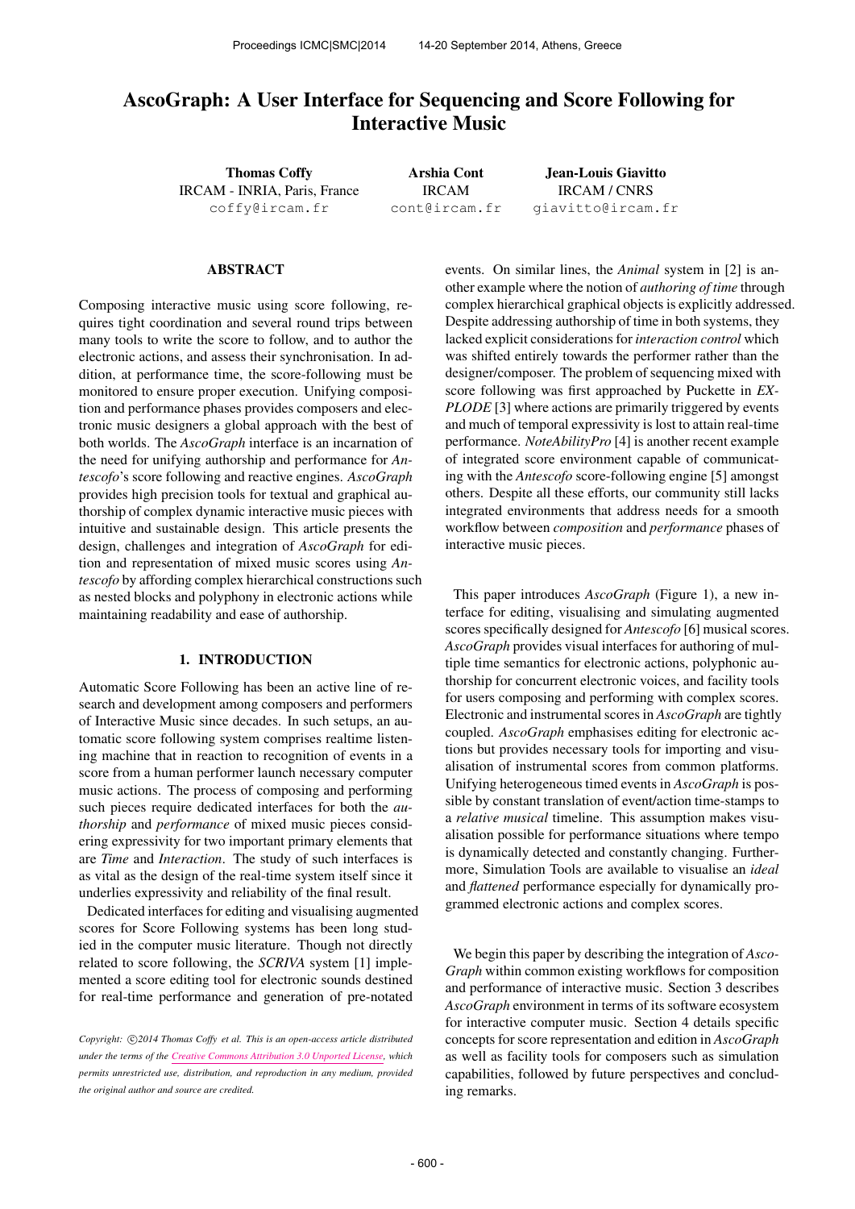# AscoGraph: A User Interface for Sequencing and Score Following for Interactive Music

**Thomas Coffy**
IRCAM - INRIA, Paris, France
coffy@ircam.fr

**Arshia Cont**
IRCAM
cont@ircam.fr

**Jean-Louis Giavitto**
IRCAM / CNRS
giavitto@ircam.fr

## ABSTRACT

Composing interactive music using score following, requires tight coordination and several round trips between many tools to write the score to follow, and to author the electronic actions, and assess their synchronisation. In addition, at performance time, the score-following must be monitored to ensure proper execution. Unifying composition and performance phases provides composers and electronic music designers a global approach with the best of both worlds. The *AscoGraph* interface is an incarnation of the need for unifying authorship and performance for *Antescofo*'s score following and reactive engines. *AscoGraph* provides high precision tools for textual and graphical authorship of complex dynamic interactive music pieces with intuitive and sustainable design. This article presents the design, challenges and integration of *AscoGraph* for edition and representation of mixed music scores using *Antescofo* by affording complex hierarchical constructions such as nested blocks and polyphony in electronic actions while maintaining readability and ease of authorship.

## 1. INTRODUCTION

Automatic Score Following has been an active line of research and development among composers and performers of Interactive Music since decades. In such setups, an automatic score following system comprises realtime listening machine that in reaction to recognition of events in a score from a human performer launch necessary computer music actions. The process of composing and performing such pieces require dedicated interfaces for both the *authorship* and *performance* of mixed music pieces considering expressivity for two important primary elements that are *Time* and *Interaction*. The study of such interfaces is as vital as the design of the real-time system itself since it underlies expressivity and reliability of the final result.

Dedicated interfaces for editing and visualising augmented scores for Score Following systems has been long studied in the computer music literature. Though not directly related to score following, the *SCRIVA* system [1] implemented a score editing tool for electronic sounds destined for real-time performance and generation of pre-notated events. On similar lines, the *Animal* system in [2] is another example where the notion of *authoring of time* through complex hierarchical graphical objects is explicitly addressed. Despite addressing authorship of time in both systems, they lacked explicit considerations for *interaction control* which was shifted entirely towards the performer rather than the designer/composer. The problem of sequencing mixed with score following was first approached by Puckette in *EXPLODE* [3] where actions are primarily triggered by events and much of temporal expressivity is lost to attain real-time performance. *NoteAbilityPro* [4] is another recent example of integrated score environment capable of communicating with the *Antescofo* score-following engine [5] amongst others. Despite all these efforts, our community still lacks integrated environments that address needs for a smooth workflow between *composition* and *performance* phases of interactive music pieces.

This paper introduces *AscoGraph* (Figure 1), a new interface for editing, visualising and simulating augmented scores specifically designed for *Antescofo* [6] musical scores. *AscoGraph* provides visual interfaces for authoring of multiple time semantics for electronic actions, polyphonic authorship for concurrent electronic voices, and facility tools for users composing and performing with complex scores. Electronic and instrumental scores in *AscoGraph* are tightly coupled. *AscoGraph* emphasises editing for electronic actions but provides necessary tools for importing and visualisation of instrumental scores from common platforms. Unifying heterogeneous timed events in *AscoGraph* is possible by constant translation of event/action time-stamps to a *relative musical* timeline. This assumption makes visualisation possible for performance situations where tempo is dynamically detected and constantly changing. Furthermore, Simulation Tools are available to visualise an *ideal* and *flattened* performance especially for dynamically programmed electronic actions and complex scores.

We begin this paper by describing the integration of *AscoGraph* within common existing workflows for composition and performance of interactive music. Section 3 describes *AscoGraph* environment in terms of its software ecosystem for interactive computer music. Section 4 details specific concepts for score representation and edition in *AscoGraph* as well as facility tools for composers such as simulation capabilities, followed by future perspectives and concluding remarks.

*Copyright: ©2014 Thomas Coffy et al. This is an open-access article distributed under the terms of the Creative Commons Attribution 3.0 Unported License, which permits unrestricted use, distribution, and reproduction in any medium, provided the original author and source are credited.*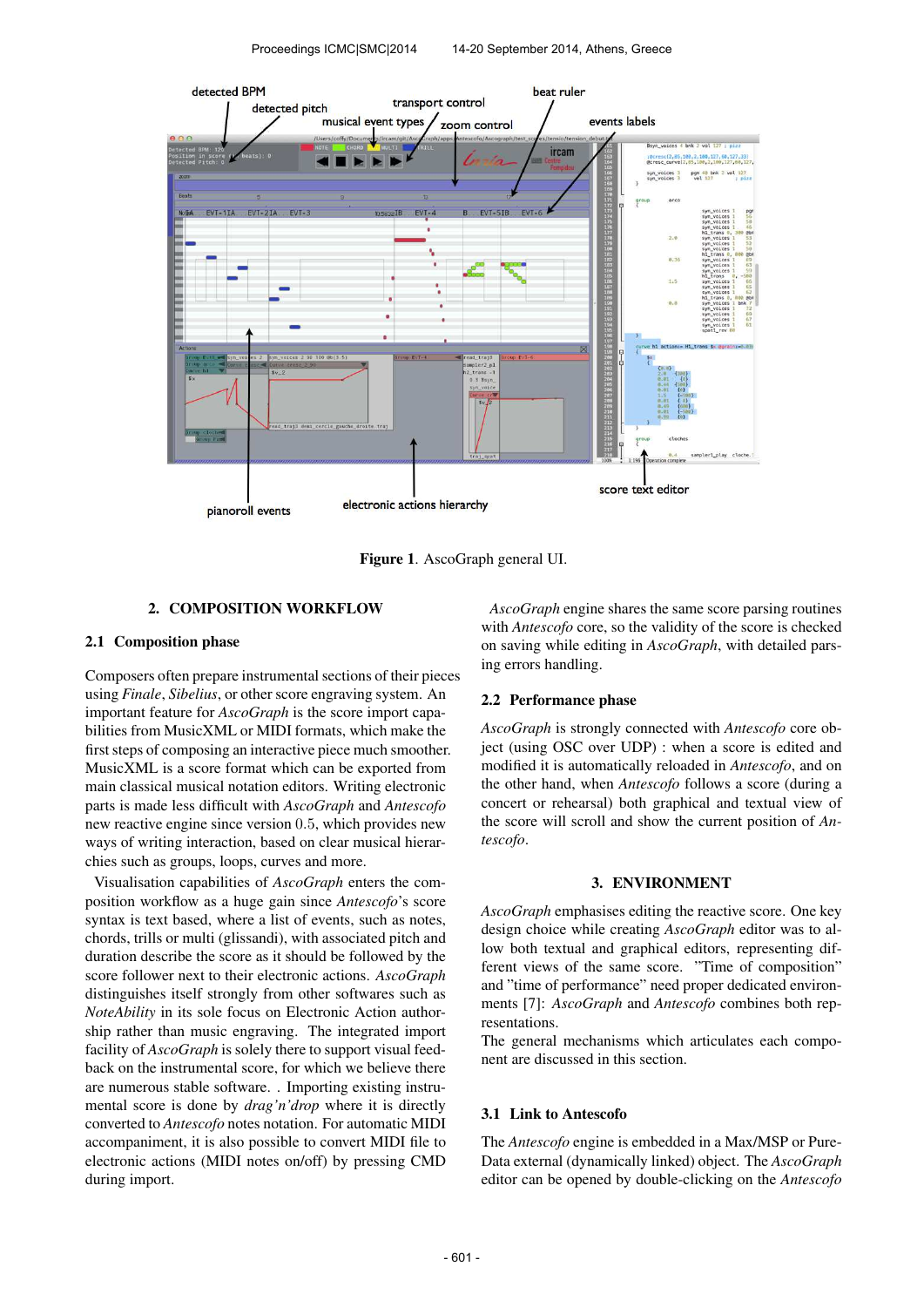Figure 1. AscoGraph general UI.

## 2. COMPOSITION WORKFLOW

### 2.1 Composition phase

Composers often prepare instrumental sections of their pieces using *Finale*, *Sibelius*, or other score engraving system. An important feature for *AscoGraph* is the score import capabilities from MusicXML or MIDI formats, which make the first steps of composing an interactive piece much smoother. MusicXML is a score format which can be exported from main classical musical notation editors. Writing electronic parts is made less difficult with *AscoGraph* and *Antescofo* new reactive engine since version 0.5, which provides new ways of writing interaction, based on clear musical hierarchies such as groups, curves and more.

Visualisation capabilities of *AscoGraph* enters the composition workflow as a huge gain since *Antescofo*'s score syntax is text based, where a list of events, such as notes, chords, trills or multi (glissandi), with associated pitch and duration describe the score as it should be followed by the score follower next to their electronic actions. *AscoGraph* distinguishes itself strongly from other softwares such as *NoteAbility* in its sole focus on Electronic Action authorship rather than music engraving. The integrated import facility of *AscoGraph* is solely there to support visual feedback on the instrumental score, for which we believe there are numerous stable software. . Importing existing instrumental score is done by *drag'n'drop* where it is directly converted to *Antescofo* notes notation. For automatic MIDI accompaniment, it is also possible to convert MIDI file to electronic actions (MIDI notes on/off) by pressing CMD during import.

*AscoGraph* engine shares the same score parsing routines with *Antescofo* core, so the validity of the score is checked on saving while editing in *AscoGraph*, with detailed parsing errors handling.

### 2.2 Performance phase

*AscoGraph* is strongly connected with *Antescofo* core object (using OSC over UDP) : when a score is edited and modified it is automatically reloaded in *Antescofo*, and on the other hand, when *Antescofo* follows a score (during a concert or rehearsal) both graphical and textual view of the score will scroll and show the current position of *Antescofo*.

## 3. ENVIRONMENT

*AscoGraph* emphasises editing the reactive score. One key design choice while creating *AscoGraph* editor was to allow both textual and graphical editors, representing different views of the same score. "Time of composition" and "time of performance" need proper dedicated environments [7]: *AscoGraph* and *Antescofo* combines both representations.

The general mechanisms which articulates each component are discussed in this section.

### 3.1 Link to Antescofo

The *Antescofo* engine is embedded in a Max/MSP or PureData external (dynamically linked) object. The *AscoGraph* editor can be opened by double-clicking on the *Antescofo*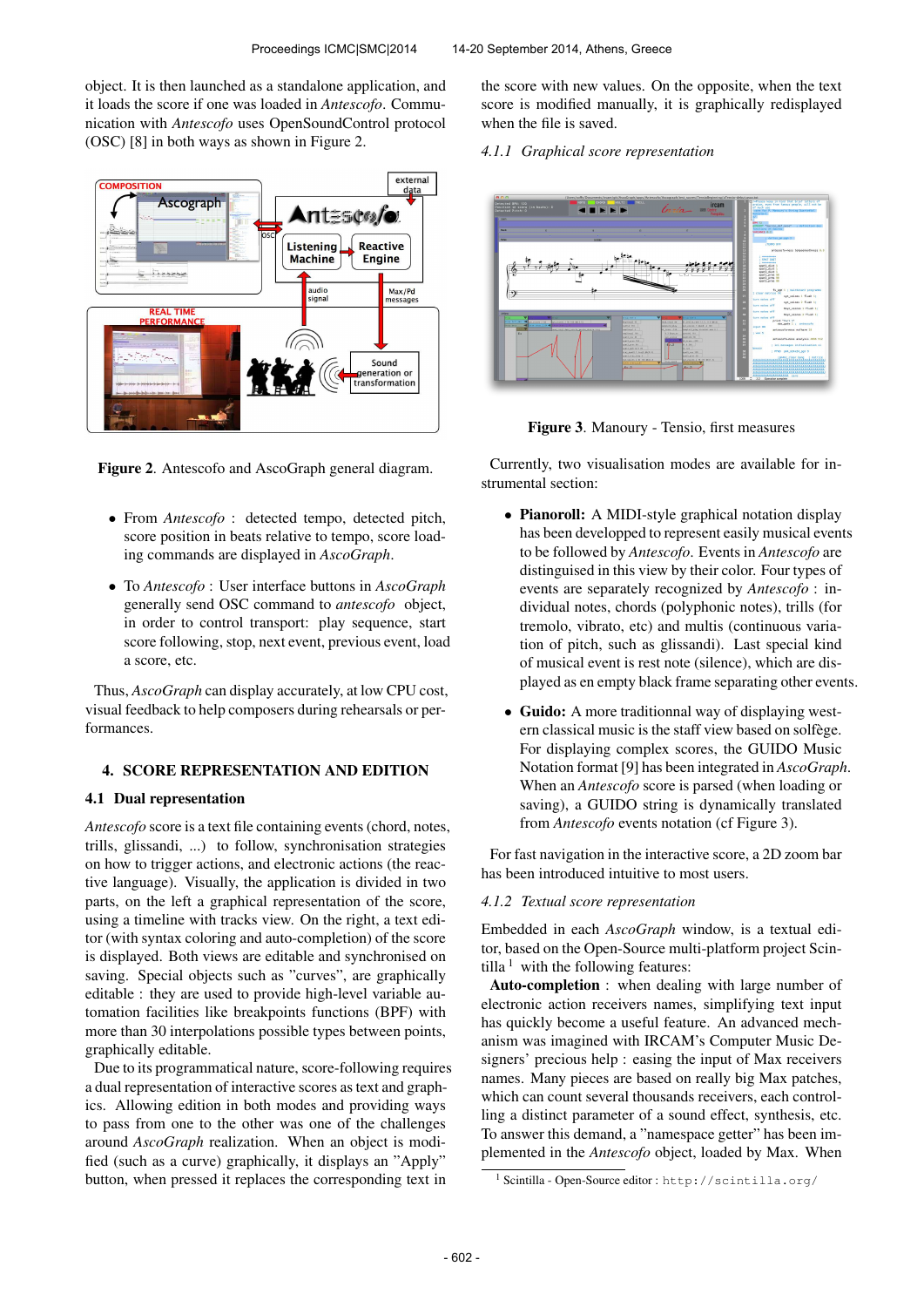object. It is then launched as a standalone application, and it loads the score if one was loaded in *Antescofo*. Communication with *Antescofo* uses OpenSoundControl protocol (OSC) [8] in both ways as shown in Figure 2.

**Figure 2**. Antescofo and AscoGraph general diagram.

- From *Antescofo* : detected tempo, detected pitch, score position in beats relative to tempo, score loading commands are displayed in *AscoGraph*.
- To *Antescofo* : User interface buttons in *AscoGraph* generally send OSC command to *antescofo* object, in order to control transport: play sequence, start score following, stop, next event, previous event, load a score, etc.

Thus, *AscoGraph* can display accurately, at low CPU cost, visual feedback to help composers during rehearsals or performances.

## 4. SCORE REPRESENTATION AND EDITION

### 4.1 Dual representation

*Antescofo* score is a text file containing events (chord, notes, trills, glissandi, ...) to follow, synchronisation strategies on how to trigger actions, and electronic actions (the reactive language). Visually, the application is divided in two parts, on the left a graphical representation of the score, using a timeline with tracks view. On the right, a text editor (with syntax coloring and auto-completion) of the score is displayed. Both views are editable and synchronised on saving. Special objects such as "curves", are graphically editable : they are used to provide high-level variable automation facilities like breakpoints functions (BPF) with more than 30 interpolations possible types between points, graphically editable.

Due to its programmatical nature, score-following requires a dual representation of interactive scores as text and graphics. Allowing edition in both modes and providing ways to pass from one to the other was one of the challenges around *AscoGraph* realization. When an object is modified (such as a curve) graphically, it displays an "Apply" button, when pressed it replaces the corresponding text in the score with new values. On the opposite, when the text score is modified manually, it is graphically redisplayed when the file is saved.

#### 4.1.1 Graphical score representation

**Figure 3**. Manoury - Tensio, first measures

Currently, two visualisation modes are available for instrumental section:

- **Pianoroll:** A MIDI-style graphical notation display has been developped to represent easily musical events to be followed by *Antescofo*. Events in *Antescofo* are distinguised in this view by their color. Four types of events are separately recognized by *Antescofo* : individual notes, chords (polyphonic notes), trills (for tremolo, vibrato, etc) and multis (continuous variation of pitch, such as glissandi). Last special kind of musical event is rest note (silence), which are displayed as en empty black frame separating other events.
- **Guido:** A more traditionnal way of displaying western classical music is the staff view based on solfège. For displaying complex scores, the GUIDO Music Notation format [9] has been integrated in *AscoGraph*. When an *Antescofo* score is parsed (when loading or saving), a GUIDO string is dynamically translated from *Antescofo* events notation (cf Figure 3).

For fast navigation in the interactive score, a 2D zoom bar has been introduced intuitive to most users.

#### 4.1.2 Textual score representation

Embedded in each *AscoGraph* window, is a textual editor, based on the Open-Source multi-platform project Scintilla [1] with the following features:

**Auto-completion** : when dealing with large number of electronic action receivers names, simplifying text input has quickly become a useful feature. An advanced mechanism was imagined with IRCAM's Computer Music Designers' precious help : easing the input of Max receivers names. Many pieces are based on really big Max patches, which can count several thousands receivers, each controlling a distinct parameter of a sound effect, synthesis, etc. To answer this demand, a "namespace getter" has been implemented in the *Antescofo* object, loaded by Max. When

[1] Scintilla - Open-Source editor : http://scintilla.org/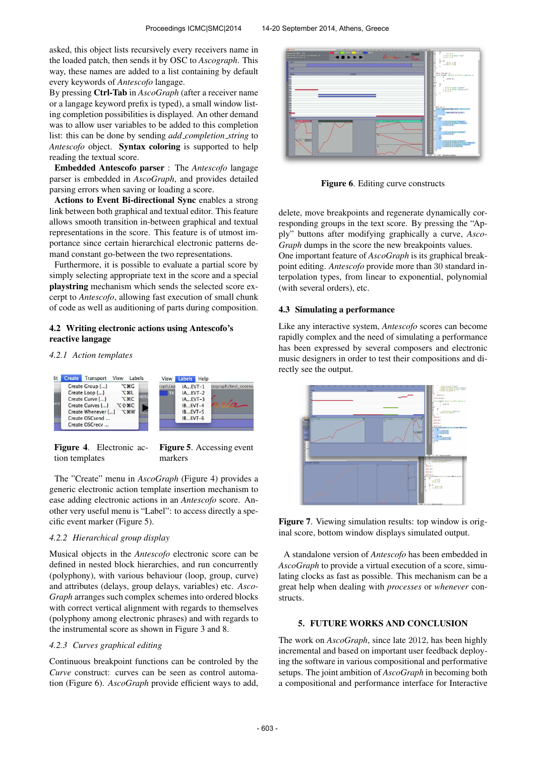asked, this object lists recursively every receivers name in the loaded patch, then sends it by OSC to *Ascograph*. This way, these names are added to a list containing by default every keywords of *Antescofo* langage.

By pressing **Ctrl-Tab** in *AscoGraph* (after a receiver name or a langage keyword prefix is typed), a small window listing completion possibilities is displayed. An other demand was to allow user variables to be added to this completion list: this can be done by sending *add_completion_string* to *Antescofo* object. **Syntax coloring** is supported to help reading the textual score.

**Embedded Antescofo parser** : The *Antescofo* langage parser is embedded in *AscoGraph*, and provides detailed parsing errors when saving or loading a score.

**Actions to Event Bi-directional Sync** enables a strong link between both graphical and textual editor. This feature allows smooth transition in-between graphical and textual representations in the score. This feature is of utmost importance since certain hierarchical electronic patterns demand constant go-between the two representations.

Furthermore, it is possible to evaluate a partial score by simply selecting appropriate text in the score and a special **playstring** mechanism which sends the selected score excerpt to *Antescofo*, allowing fast execution of small chunk of code as well as auditioning of parts during composition.

### 4.2 Writing electronic actions using Antescofo's reactive langage

#### *4.2.1 Action templates*

**Figure 4**. Electronic action templates

**Figure 5**. Accessing event markers

The "Create" menu in *AscoGraph* (Figure 4) provides a generic electronic action template insertion mechanism to ease adding electronic actions in an *Antescofo* score. Another very useful menu is "Label": to access directly a specific event marker (Figure 5).

#### *4.2.2 Hierarchical group display*

Musical objects in the *Antescofo* electronic score can be defined in nested block hierarchies, and run concurrently (polyphony), with various behaviour (loop, group, curve) and attributes (delays, group delays, variables) etc. *AscoGraph* arranges such complex schemes into ordered blocks with correct vertical alignment with regards to themselves (polyphony among electronic phrases) and with regards to the instrumental score as shown in Figure 3 and 8.

#### *4.2.3 Curves graphical editing*

Continuous breakpoint functions can be controled by the *Curve* construct: curves can be seen as control automation (Figure 6). *AscoGraph* provide efficient ways to add, delete, move breakpoints and regenerate dynamically corresponding groups in the text score. By pressing the "Apply" buttons after modifying graphically a curve, *AscoGraph* dumps in the score the new breakpoints values.

**Figure 6**. Editing curve constructs

One important feature of *AscoGraph* is its graphical breakpoint editing. *Antescofo* provide more than 30 standard interpolation types, from linear to exponential, polynomial (with several orders), etc.

### 4.3 Simulating a performance

Like any interactive system, *Antescofo* scores can become rapidly complex and the need of simulating a performance has been expressed by several composers and electronic music designers in order to test their compositions and directly see the output.

**Figure 7**. Viewing simulation results: top window is original score, bottom window displays simulated output.

A standalone version of *Antescofo* has been embedded in *AscoGraph* to provide a virtual execution of a score, simulating clocks as fast as possible. This mechanism can be a great help when dealing with *processes* or *whenever* constructs.

## 5. FUTURE WORKS AND CONCLUSION

The work on *AscoGraph*, since late 2012, has been highly incremental and based on important user feedback deploying the software in various compositional and performative setups. The joint ambition of *AscoGraph* in becoming both a compositional and performance interface for Interactive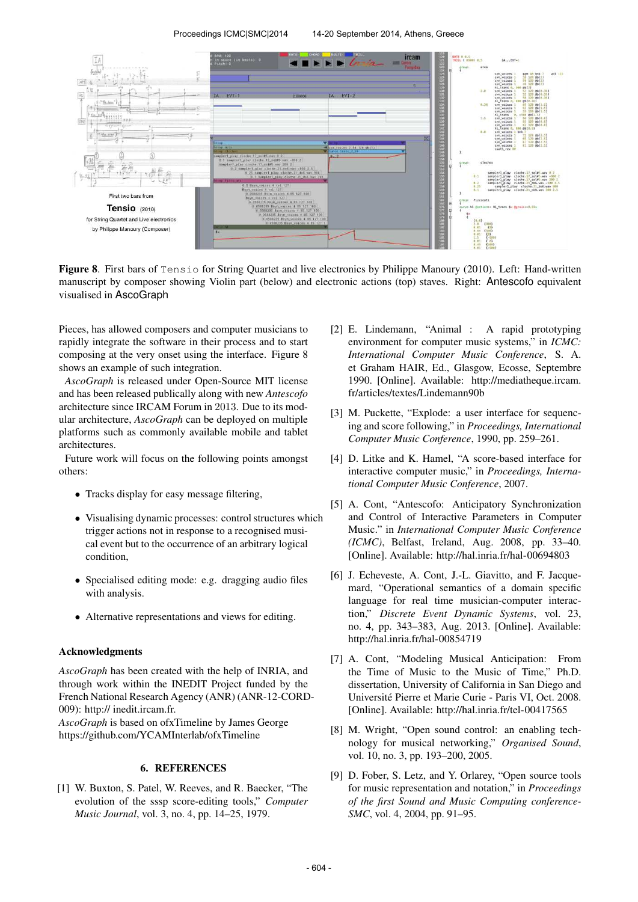**Figure 8**. First bars of `Tensio` for String Quartet and live electronics by Philippe Manoury (2010). Left: Hand-written manuscript by composer showing Violin part (below) and electronic actions (top) staves. Right: Antescofo equivalent visualised in AscoGraph

Pieces, has allowed composers and computer musicians to rapidly integrate the software in their process and to start composing at the very onset using the interface. Figure 8 shows an example of such integration.

*AscoGraph* is released under Open-Source MIT license and has been released publically along with new *Antescofo* architecture since IRCAM Forum in 2013. Due to its modular architecture, *AscoGraph* can be deployed on multiple platforms such as commonly available mobile and tablet architectures.

Future work will focus on the following points amongst others:

- Tracks display for easy message filtering,
- Visualising dynamic processes: control structures which trigger actions not in response to a recognised musical event but to the occurrence of an arbitrary logical condition,
- Specialised editing mode: e.g. dragging audio files with analysis.
- Alternative representations and views for editing.

### Acknowledgments

*AscoGraph* has been created with the help of INRIA, and through work within the INEDIT Project funded by the French National Research Agency (ANR) (ANR-12-CORD-009): http:// inedit.ircam.fr.
*AscoGraph* is based on ofxTimeline by James George https://github.com/YCAMInterlab/ofxTimeline

## 6. REFERENCES

[1] W. Buxton, S. Patel, W. Reeves, and R. Baecker, "The evolution of the sssp score-editing tools," *Computer Music Journal*, vol. 3, no. 4, pp. 14–25, 1979.

[2] E. Lindemann, "Animal : A rapid prototyping environment for computer music systems," in *ICMC: International Computer Music Conference*, S. A. et Graham HAIR, Ed., Glasgow, Ecosse, Septembre 1990. [Online]. Available: http://mediatheque.ircam.fr/articles/textes/Lindemann90b

[3] M. Puckette, "Explode: a user interface for sequencing and score following," in *Proceedings, International Computer Music Conference*, 1990, pp. 259–261.

[4] D. Litke and K. Hamel, "A score-based interface for interactive computer music," in *Proceedings, International Computer Music Conference*, 2007.

[5] A. Cont, "Antescofo: Anticipatory Synchronization and Control of Interactive Parameters in Computer Music." in *International Computer Music Conference (ICMC)*, Belfast, Ireland, Aug. 2008, pp. 33–40. [Online]. Available: http://hal.inria.fr/hal-00694803

[6] J. Echeveste, A. Cont, J.-L. Giavitto, and F. Jacquemard, "Operational semantics of a domain specific language for real time musician-computer interaction," *Discrete Event Dynamic Systems*, vol. 23, no. 4, pp. 343–383, Aug. 2013. [Online]. Available: http://hal.inria.fr/hal-00854719

[7] A. Cont, "Modeling Musical Anticipation: From the Time of Music to the Music of Time," Ph.D. dissertation, University of California in San Diego and Université Pierre et Marie Curie - Paris VI, Oct. 2008. [Online]. Available: http://hal.inria.fr/tel-00417565

[8] M. Wright, "Open sound control: an enabling technology for musical networking," *Organised Sound*, vol. 10, no. 3, pp. 193–200, 2005.

[9] D. Fober, S. Letz, and Y. Orlarey, "Open source tools for music representation and notation," in *Proceedings of the first Sound and Music Computing conference-SMC*, vol. 4, 2004, pp. 91–95.